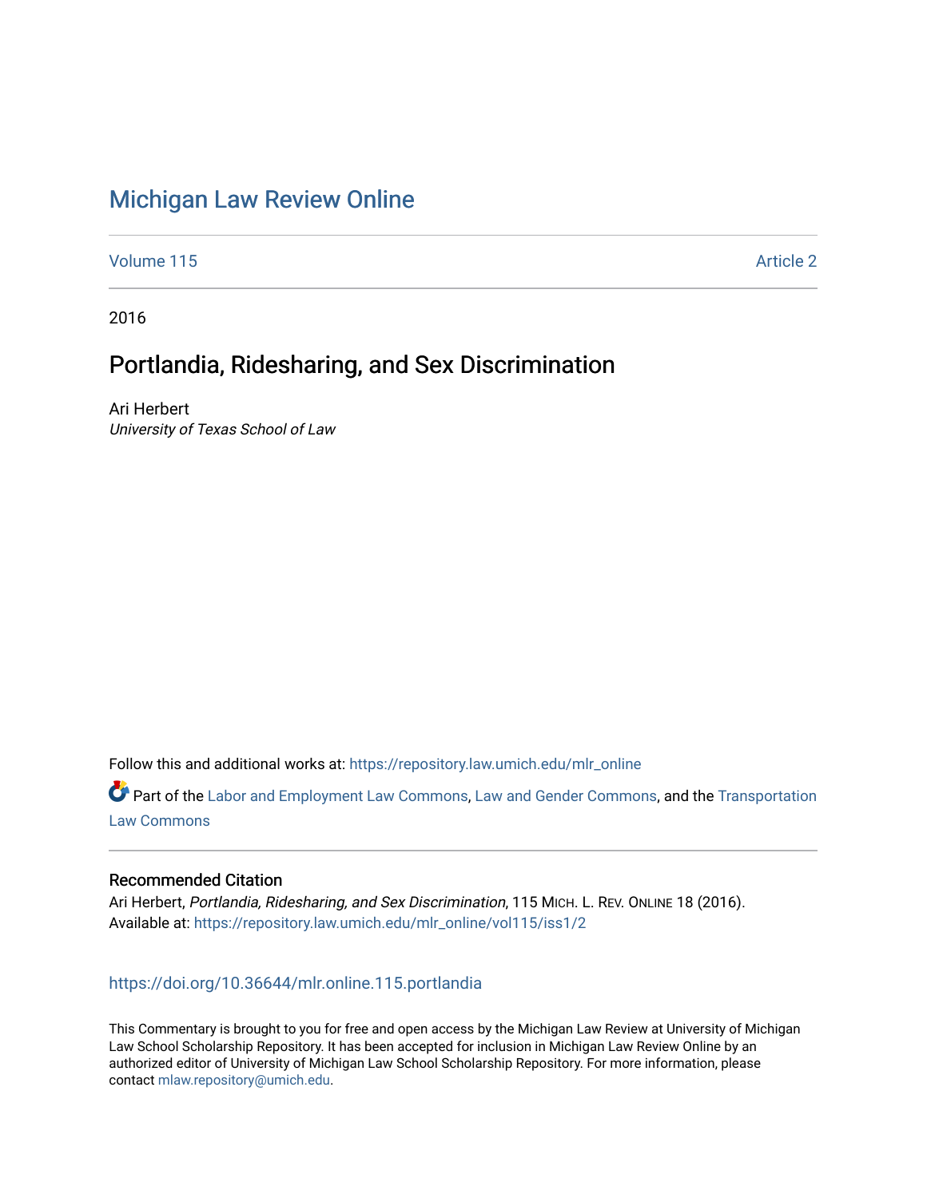# Michigan Law Review Online

Volume 115 | Article 2

2016

## Portlandia, Ridesharing, and Sex Discrimination

Ari Herbert
*University of Texas School of Law*

Follow this and additional works at: https://repository.law.umich.edu/mlr_online

Part of the Labor and Employment Law Commons, Law and Gender Commons, and the Transportation Law Commons

### Recommended Citation

Ari Herbert, *Portlandia, Ridesharing, and Sex Discrimination*, 115 MICH. L. REV. ONLINE 18 (2016).
Available at: https://repository.law.umich.edu/mlr_online/vol115/iss1/2

https://doi.org/10.36644/mlr.online.115.portlandia

This Commentary is brought to you for free and open access by the Michigan Law Review at University of Michigan Law School Scholarship Repository. It has been accepted for inclusion in Michigan Law Review Online by an authorized editor of University of Michigan Law School Scholarship Repository. For more information, please contact mlaw.repository@umich.edu.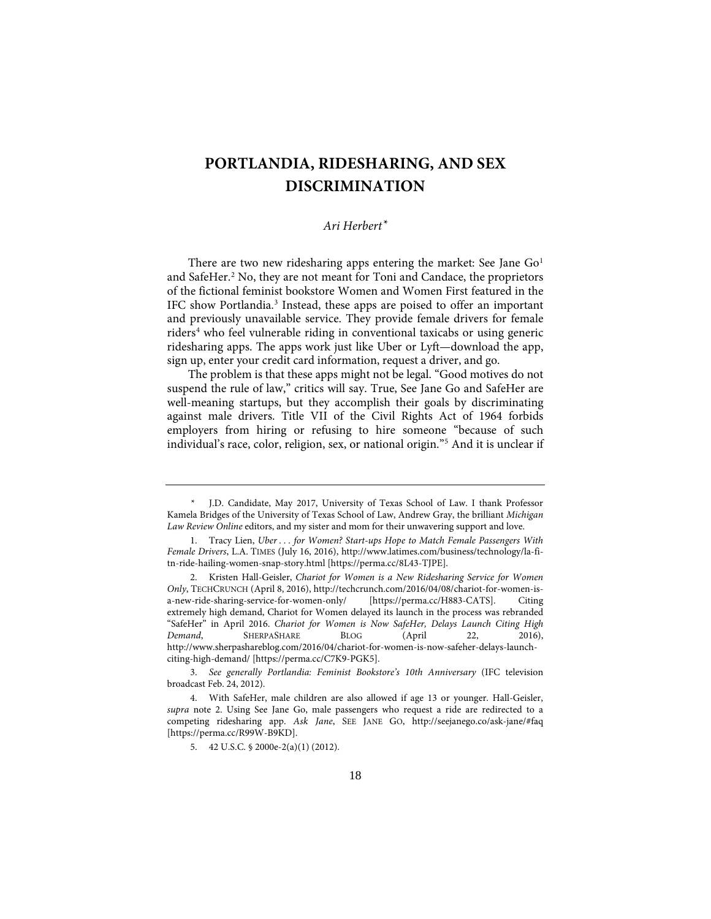# PORTLANDIA, RIDESHARING, AND SEX DISCRIMINATION

*Ari Herbert*[*]

There are two new ridesharing apps entering the market: See Jane Go[1] and SafeHer.[2] No, they are not meant for Toni and Candace, the proprietors of the fictional feminist bookstore Women and Women First featured in the IFC show Portlandia.[3] Instead, these apps are poised to offer an important and previously unavailable service. They provide female drivers for female riders[4] who feel vulnerable riding in conventional taxicabs or using generic ridesharing apps. The apps work just like Uber or Lyft—download the app, sign up, enter your credit card information, request a driver, and go.

The problem is that these apps might not be legal. "Good motives do not suspend the rule of law," critics will say. True, See Jane Go and SafeHer are well-meaning startups, but they accomplish their goals by discriminating against male drivers. Title VII of the Civil Rights Act of 1964 forbids employers from hiring or refusing to hire someone "because of such individual's race, color, religion, sex, or national origin."[5] And it is unclear if

---

[*] J.D. Candidate, May 2017, University of Texas School of Law. I thank Professor Kamela Bridges of the University of Texas School of Law, Andrew Gray, the brilliant *Michigan Law Review Online* editors, and my sister and mom for their unwavering support and love.

1. Tracy Lien, *Uber . . . for Women? Start-ups Hope to Match Female Passengers With Female Drivers*, L.A. TIMES (July 16, 2016), http://www.latimes.com/business/technology/la-fi-tn-ride-hailing-women-snap-story.html [https://perma.cc/8L43-TJPE].

2. Kristen Hall-Geisler, *Chariot for Women is a New Ridesharing Service for Women Only*, TECHCRUNCH (April 8, 2016), http://techcrunch.com/2016/04/08/chariot-for-women-is-a-new-ride-sharing-service-for-women-only/ [https://perma.cc/H883-CATS]. Citing extremely high demand, Chariot for Women delayed its launch in the process was rebranded "SafeHer" in April 2016. *Chariot for Women is Now SafeHer, Delays Launch Citing High Demand*, SHERPASHARE BLOG (April 22, 2016), http://www.sherpashareblog.com/2016/04/chariot-for-women-is-now-safeher-delays-launch-citing-high-demand/ [https://perma.cc/C7K9-PGK5].

3. *See generally Portlandia: Feminist Bookstore's 10th Anniversary* (IFC television broadcast Feb. 24, 2012).

4. With SafeHer, male children are also allowed if age 13 or younger. Hall-Geisler, *supra* note 2. Using See Jane Go, male passengers who request a ride are redirected to a competing ridesharing app. *Ask Jane*, SEE JANE GO, http://seejanego.co/ask-jane/#faq [https://perma.cc/R99W-B9KD].

5. 42 U.S.C. § 2000e-2(a)(1) (2012).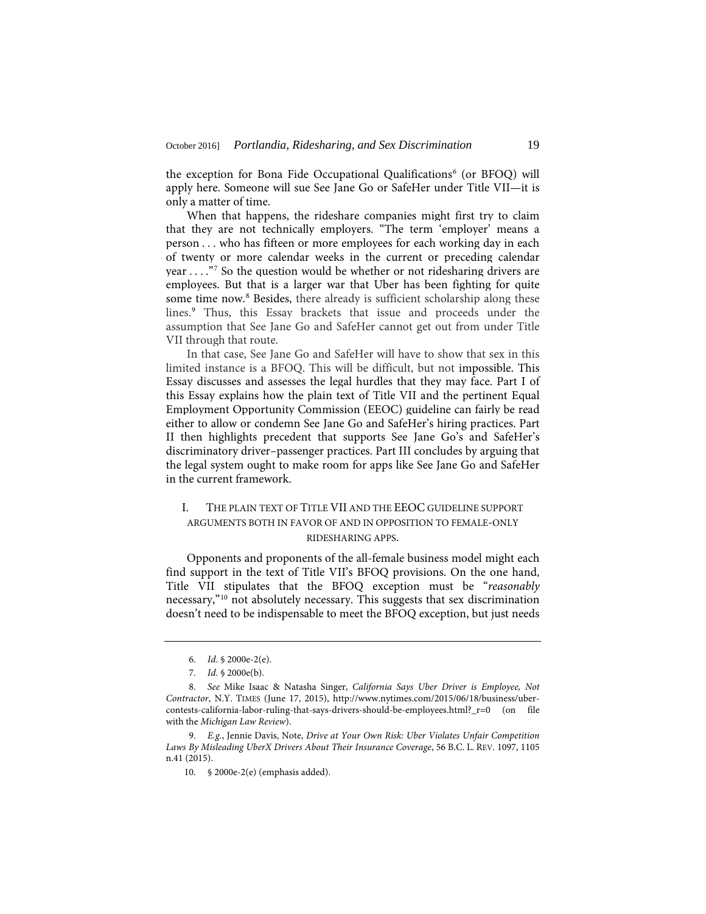the exception for Bona Fide Occupational Qualifications[6] (or BFOQ) will apply here. Someone will sue See Jane Go or SafeHer under Title VII—it is only a matter of time.

When that happens, the rideshare companies might first try to claim that they are not technically employers. "The term 'employer' means a person . . . who has fifteen or more employees for each working day in each of twenty or more calendar weeks in the current or preceding calendar year . . . ."[7] So the question would be whether or not ridesharing drivers are employees. But that is a larger war that Uber has been fighting for quite some time now.[8] Besides, there already is sufficient scholarship along these lines.[9] Thus, this Essay brackets that issue and proceeds under the assumption that See Jane Go and SafeHer cannot get out from under Title VII through that route.

In that case, See Jane Go and SafeHer will have to show that sex in this limited instance is a BFOQ. This will be difficult, but not impossible. This Essay discusses and assesses the legal hurdles that they may face. Part I of this Essay explains how the plain text of Title VII and the pertinent Equal Employment Opportunity Commission (EEOC) guideline can fairly be read either to allow or condemn See Jane Go and SafeHer's hiring practices. Part II then highlights precedent that supports See Jane Go's and SafeHer's discriminatory driver–passenger practices. Part III concludes by arguing that the legal system ought to make room for apps like See Jane Go and SafeHer in the current framework.

## I. The Plain Text of Title VII and the EEOC Guideline Support Arguments Both in Favor of and in Opposition to Female-Only Ridesharing Apps.

Opponents and proponents of the all-female business model might each find support in the text of Title VII's BFOQ provisions. On the one hand, Title VII stipulates that the BFOQ exception must be "*reasonably* necessary,"[10] not absolutely necessary. This suggests that sex discrimination doesn't need to be indispensable to meet the BFOQ exception, but just needs

---

6. *Id.* § 2000e-2(e).

7. *Id.* § 2000e(b).

8. *See* Mike Isaac & Natasha Singer, *California Says Uber Driver is Employee, Not Contractor*, N.Y. Times (June 17, 2015), http://www.nytimes.com/2015/06/18/business/uber-contests-california-labor-ruling-that-says-drivers-should-be-employees.html?_r=0 (on file with the *Michigan Law Review*).

9. *E.g.*, Jennie Davis, Note, *Drive at Your Own Risk: Uber Violates Unfair Competition Laws By Misleading UberX Drivers About Their Insurance Coverage*, 56 B.C. L. Rev. 1097, 1105 n.41 (2015).

10. § 2000e-2(e) (emphasis added).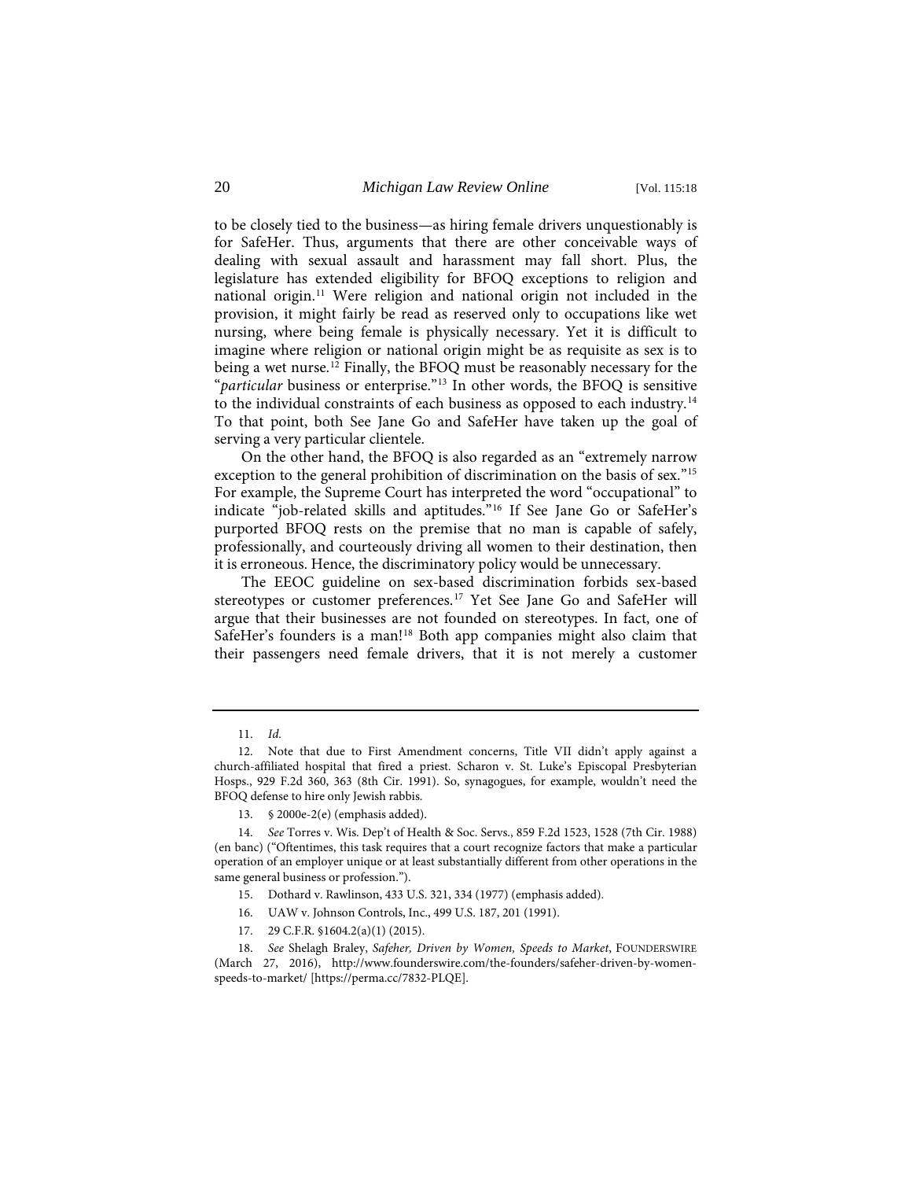to be closely tied to the business—as hiring female drivers unquestionably is for SafeHer. Thus, arguments that there are other conceivable ways of dealing with sexual assault and harassment may fall short. Plus, the legislature has extended eligibility for BFOQ exceptions to religion and national origin.[11] Were religion and national origin not included in the provision, it might fairly be read as reserved only to occupations like wet nursing, where being female is physically necessary. Yet it is difficult to imagine where religion or national origin might be as requisite as sex is to being a wet nurse.[12] Finally, the BFOQ must be reasonably necessary for the "*particular* business or enterprise."[13] In other words, the BFOQ is sensitive to the individual constraints of each business as opposed to each industry.[14] To that point, both See Jane Go and SafeHer have taken up the goal of serving a very particular clientele.

On the other hand, the BFOQ is also regarded as an "extremely narrow exception to the general prohibition of discrimination on the basis of sex."[15] For example, the Supreme Court has interpreted the word "occupational" to indicate "job-related skills and aptitudes."[16] If See Jane Go or SafeHer's purported BFOQ rests on the premise that no man is capable of safely, professionally, and courteously driving all women to their destination, then it is erroneous. Hence, the discriminatory policy would be unnecessary.

The EEOC guideline on sex-based discrimination forbids sex-based stereotypes or customer preferences.[17] Yet See Jane Go and SafeHer will argue that their businesses are not founded on stereotypes. In fact, one of SafeHer's founders is a man![18] Both app companies might also claim that their passengers need female drivers, that it is not merely a customer

---

11. *Id.*

12. Note that due to First Amendment concerns, Title VII didn't apply against a church-affiliated hospital that fired a priest. Scharon v. St. Luke's Episcopal Presbyterian Hosps., 929 F.2d 360, 363 (8th Cir. 1991). So, synagogues, for example, wouldn't need the BFOQ defense to hire only Jewish rabbis.

13. § 2000e-2(e) (emphasis added).

14. *See* Torres v. Wis. Dep't of Health & Soc. Servs., 859 F.2d 1523, 1528 (7th Cir. 1988) (en banc) ("Oftentimes, this task requires that a court recognize factors that make a particular operation of an employer unique or at least substantially different from other operations in the same general business or profession.").

15. Dothard v. Rawlinson, 433 U.S. 321, 334 (1977) (emphasis added).

16. UAW v. Johnson Controls, Inc., 499 U.S. 187, 201 (1991).

17. 29 C.F.R. §1604.2(a)(1) (2015).

18. *See* Shelagh Braley, *Safeher, Driven by Women, Speeds to Market*, FOUNDERSWIRE (March 27, 2016), http://www.founderswire.com/the-founders/safeher-driven-by-women-speeds-to-market/ [https://perma.cc/7832-PLQE].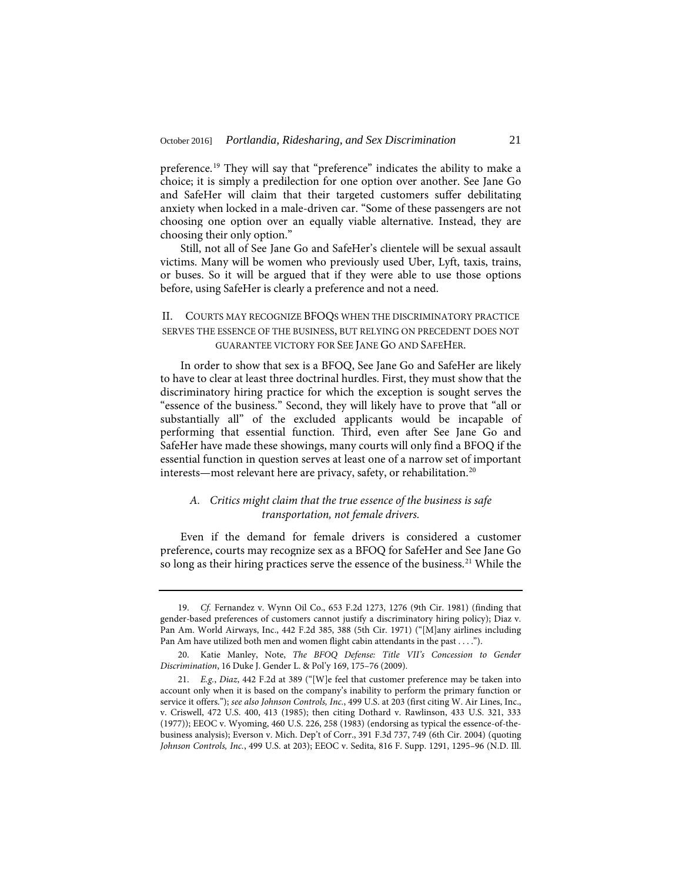preference.[19] They will say that "preference" indicates the ability to make a choice; it is simply a predilection for one option over another. See Jane Go and SafeHer will claim that their targeted customers suffer debilitating anxiety when locked in a male-driven car. "Some of these passengers are not choosing one option over an equally viable alternative. Instead, they are choosing their only option."

Still, not all of See Jane Go and SafeHer's clientele will be sexual assault victims. Many will be women who previously used Uber, Lyft, taxis, trains, or buses. So it will be argued that if they were able to use those options before, using SafeHer is clearly a preference and not a need.

## II. COURTS MAY RECOGNIZE BFOQS WHEN THE DISCRIMINATORY PRACTICE SERVES THE ESSENCE OF THE BUSINESS, BUT RELYING ON PRECEDENT DOES NOT GUARANTEE VICTORY FOR SEE JANE GO AND SAFEHER.

In order to show that sex is a BFOQ, See Jane Go and SafeHer are likely to have to clear at least three doctrinal hurdles. First, they must show that the discriminatory hiring practice for which the exception is sought serves the "essence of the business." Second, they will likely have to prove that "all or substantially all" of the excluded applicants would be incapable of performing that essential function. Third, even after See Jane Go and SafeHer have made these showings, many courts will only find a BFOQ if the essential function in question serves at least one of a narrow set of important interests—most relevant here are privacy, safety, or rehabilitation.[20]

### *A. Critics might claim that the true essence of the business is safe transportation, not female drivers.*

Even if the demand for female drivers is considered a customer preference, courts may recognize sex as a BFOQ for SafeHer and See Jane Go so long as their hiring practices serve the essence of the business.[21] While the

---

19. *Cf.* Fernandez v. Wynn Oil Co., 653 F.2d 1273, 1276 (9th Cir. 1981) (finding that gender-based preferences of customers cannot justify a discriminatory hiring policy); Diaz v. Pan Am. World Airways, Inc., 442 F.2d 385, 388 (5th Cir. 1971) ("[M]any airlines including Pan Am have utilized both men and women flight cabin attendants in the past . . . .").

20. Katie Manley, Note, *The BFOQ Defense: Title VII's Concession to Gender Discrimination*, 16 Duke J. Gender L. & Pol'y 169, 175–76 (2009).

21. *E.g.*, *Diaz*, 442 F.2d at 389 ("[W]e feel that customer preference may be taken into account only when it is based on the company's inability to perform the primary function or service it offers."); *see also Johnson Controls, Inc.*, 499 U.S. at 203 (first citing W. Air Lines, Inc., v. Criswell, 472 U.S. 400, 413 (1985); then citing Dothard v. Rawlinson, 433 U.S. 321, 333 (1977)); EEOC v. Wyoming, 460 U.S. 226, 258 (1983) (endorsing as typical the essence-of-the-business analysis); Everson v. Mich. Dep't of Corr., 391 F.3d 737, 749 (6th Cir. 2004) (quoting *Johnson Controls, Inc.*, 499 U.S. at 203); EEOC v. Sedita, 816 F. Supp. 1291, 1295–96 (N.D. Ill.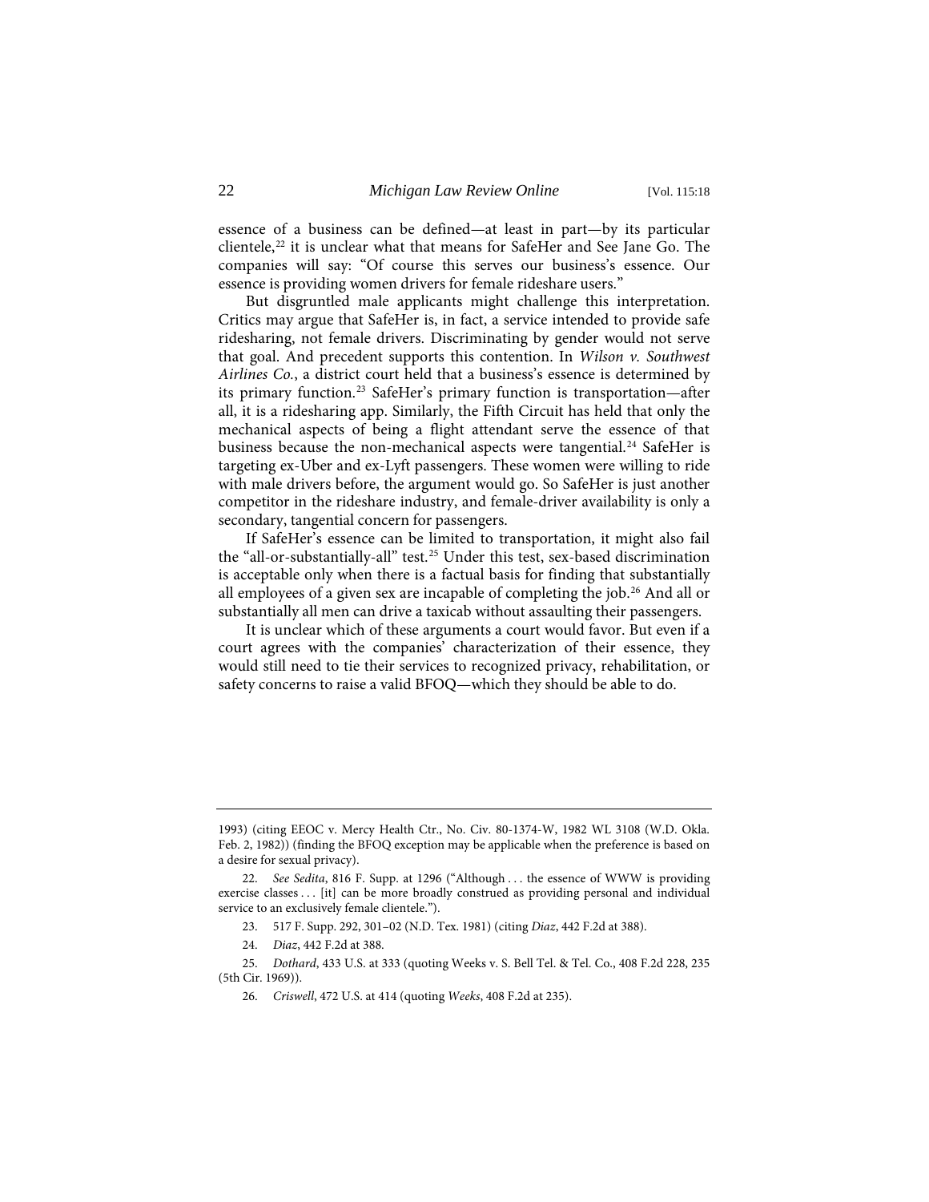essence of a business can be defined—at least in part—by its particular clientele,[22] it is unclear what that means for SafeHer and See Jane Go. The companies will say: "Of course this serves our business's essence. Our essence is providing women drivers for female rideshare users."

But disgruntled male applicants might challenge this interpretation. Critics may argue that SafeHer is, in fact, a service intended to provide safe ridesharing, not female drivers. Discriminating by gender would not serve that goal. And precedent supports this contention. In *Wilson v. Southwest Airlines Co.*, a district court held that a business's essence is determined by its primary function.[23] SafeHer's primary function is transportation—after all, it is a ridesharing app. Similarly, the Fifth Circuit has held that only the mechanical aspects of being a flight attendant serve the essence of that business because the non-mechanical aspects were tangential.[24] SafeHer is targeting ex-Uber and ex-Lyft passengers. These women were willing to ride with male drivers before, the argument would go. So SafeHer is just another competitor in the rideshare industry, and female-driver availability is only a secondary, tangential concern for passengers.

If SafeHer's essence can be limited to transportation, it might also fail the "all-or-substantially-all" test.[25] Under this test, sex-based discrimination is acceptable only when there is a factual basis for finding that substantially all employees of a given sex are incapable of completing the job.[26] And all or substantially all men can drive a taxicab without assaulting their passengers.

It is unclear which of these arguments a court would favor. But even if a court agrees with the companies' characterization of their essence, they would still need to tie their services to recognized privacy, rehabilitation, or safety concerns to raise a valid BFOQ—which they should be able to do.

---

1993) (citing EEOC v. Mercy Health Ctr., No. Civ. 80-1374-W, 1982 WL 3108 (W.D. Okla. Feb. 2, 1982)) (finding the BFOQ exception may be applicable when the preference is based on a desire for sexual privacy).

22. *See Sedita*, 816 F. Supp. at 1296 ("Although . . . the essence of WWW is providing exercise classes . . . [it] can be more broadly construed as providing personal and individual service to an exclusively female clientele.").

23. 517 F. Supp. 292, 301–02 (N.D. Tex. 1981) (citing *Diaz*, 442 F.2d at 388).

24. *Diaz*, 442 F.2d at 388.

25. *Dothard*, 433 U.S. at 333 (quoting Weeks v. S. Bell Tel. & Tel. Co., 408 F.2d 228, 235 (5th Cir. 1969)).

26. *Criswell*, 472 U.S. at 414 (quoting *Weeks*, 408 F.2d at 235).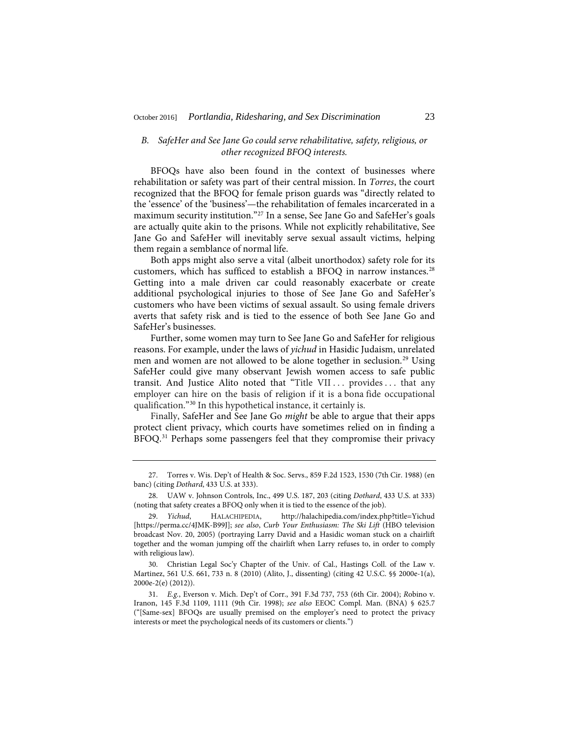### *B. SafeHer and See Jane Go could serve rehabilitative, safety, religious, or other recognized BFOQ interests.*

BFOQs have also been found in the context of businesses where rehabilitation or safety was part of their central mission. In *Torres*, the court recognized that the BFOQ for female prison guards was "directly related to the 'essence' of the 'business'—the rehabilitation of females incarcerated in a maximum security institution."[27] In a sense, See Jane Go and SafeHer's goals are actually quite akin to the prisons. While not explicitly rehabilitative, See Jane Go and SafeHer will inevitably serve sexual assault victims, helping them regain a semblance of normal life.

Both apps might also serve a vital (albeit unorthodox) safety role for its customers, which has sufficed to establish a BFOQ in narrow instances.[28] Getting into a male driven car could reasonably exacerbate or create additional psychological injuries to those of See Jane Go and SafeHer's customers who have been victims of sexual assault. So using female drivers averts that safety risk and is tied to the essence of both See Jane Go and SafeHer's businesses.

Further, some women may turn to See Jane Go and SafeHer for religious reasons. For example, under the laws of *yichud* in Hasidic Judaism, unrelated men and women are not allowed to be alone together in seclusion.[29] Using SafeHer could give many observant Jewish women access to safe public transit. And Justice Alito noted that "Title VII . . . provides . . . that any employer can hire on the basis of religion if it is a bona fide occupational qualification."[30] In this hypothetical instance, it certainly is.

Finally, SafeHer and See Jane Go *might* be able to argue that their apps protect client privacy, which courts have sometimes relied on in finding a BFOQ.[31] Perhaps some passengers feel that they compromise their privacy

---

27. Torres v. Wis. Dep't of Health & Soc. Servs., 859 F.2d 1523, 1530 (7th Cir. 1988) (en banc) (citing *Dothard*, 433 U.S. at 333).

28. UAW v. Johnson Controls, Inc., 499 U.S. 187, 203 (citing *Dothard*, 433 U.S. at 333) (noting that safety creates a BFOQ only when it is tied to the essence of the job).

29. *Yichud*, HALACHIPEDIA, http://halachipedia.com/index.php?title=Yichud [https://perma.cc/4JMK-B99J]; *see also*, *Curb Your Enthusiasm: The Ski Lift* (HBO television broadcast Nov. 20, 2005) (portraying Larry David and a Hasidic woman stuck on a chairlift together and the woman jumping off the chairlift when Larry refuses to, in order to comply with religious law).

30. Christian Legal Soc'y Chapter of the Univ. of Cal., Hastings Coll. of the Law v. Martinez, 561 U.S. 661, 733 n. 8 (2010) (Alito, J., dissenting) (citing 42 U.S.C. §§ 2000e-1(a), 2000e-2(e) (2012)).

31. *E.g.*, Everson v. Mich. Dep't of Corr., 391 F.3d 737, 753 (6th Cir. 2004); Robino v. Iranon, 145 F.3d 1109, 1111 (9th Cir. 1998); *see also* EEOC Compl. Man. (BNA) § 625.7 ("[Same-sex] BFOQs are usually premised on the employer's need to protect the privacy interests or meet the psychological needs of its customers or clients.")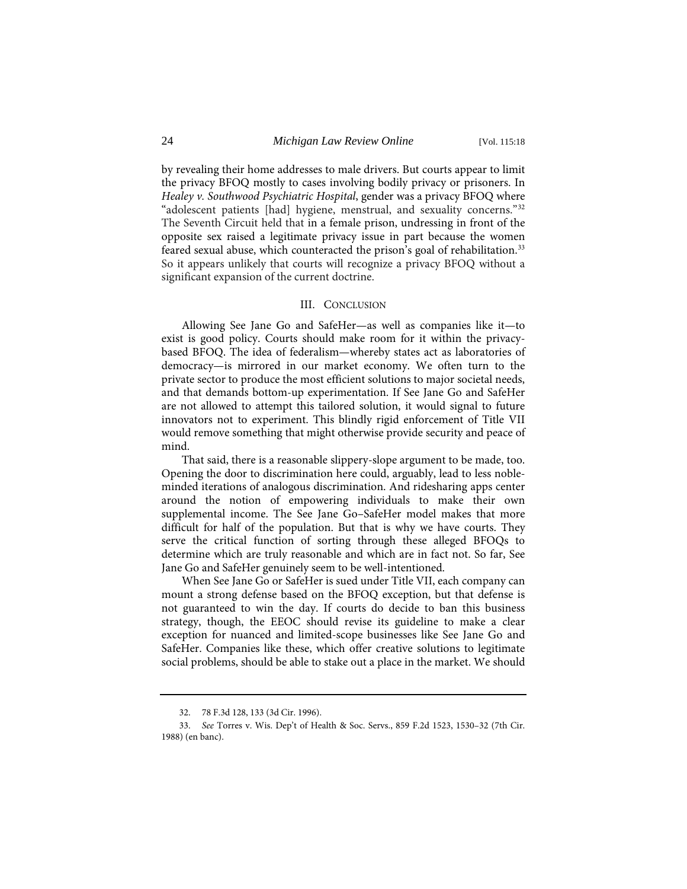by revealing their home addresses to male drivers. But courts appear to limit the privacy BFOQ mostly to cases involving bodily privacy or prisoners. In *Healey v. Southwood Psychiatric Hospital*, gender was a privacy BFOQ where "adolescent patients [had] hygiene, menstrual, and sexuality concerns."[32] The Seventh Circuit held that in a female prison, undressing in front of the opposite sex raised a legitimate privacy issue in part because the women feared sexual abuse, which counteracted the prison's goal of rehabilitation.[33] So it appears unlikely that courts will recognize a privacy BFOQ without a significant expansion of the current doctrine.

## III. Conclusion

Allowing See Jane Go and SafeHer—as well as companies like it—to exist is good policy. Courts should make room for it within the privacy-based BFOQ. The idea of federalism—whereby states act as laboratories of democracy—is mirrored in our market economy. We often turn to the private sector to produce the most efficient solutions to major societal needs, and that demands bottom-up experimentation. If See Jane Go and SafeHer are not allowed to attempt this tailored solution, it would signal to future innovators not to experiment. This blindly rigid enforcement of Title VII would remove something that might otherwise provide security and peace of mind.

That said, there is a reasonable slippery-slope argument to be made, too. Opening the door to discrimination here could, arguably, lead to less noble-minded iterations of analogous discrimination. And ridesharing apps center around the notion of empowering individuals to make their own supplemental income. The See Jane Go–SafeHer model makes that more difficult for half of the population. But that is why we have courts. They serve the critical function of sorting through these alleged BFOQs to determine which are truly reasonable and which are in fact not. So far, See Jane Go and SafeHer genuinely seem to be well-intentioned.

When See Jane Go or SafeHer is sued under Title VII, each company can mount a strong defense based on the BFOQ exception, but that defense is not guaranteed to win the day. If courts do decide to ban this business strategy, though, the EEOC should revise its guideline to make a clear exception for nuanced and limited-scope businesses like See Jane Go and SafeHer. Companies like these, which offer creative solutions to legitimate social problems, should be able to stake out a place in the market. We should

---

32. 78 F.3d 128, 133 (3d Cir. 1996).

33. *See* Torres v. Wis. Dep't of Health & Soc. Servs., 859 F.2d 1523, 1530–32 (7th Cir. 1988) (en banc).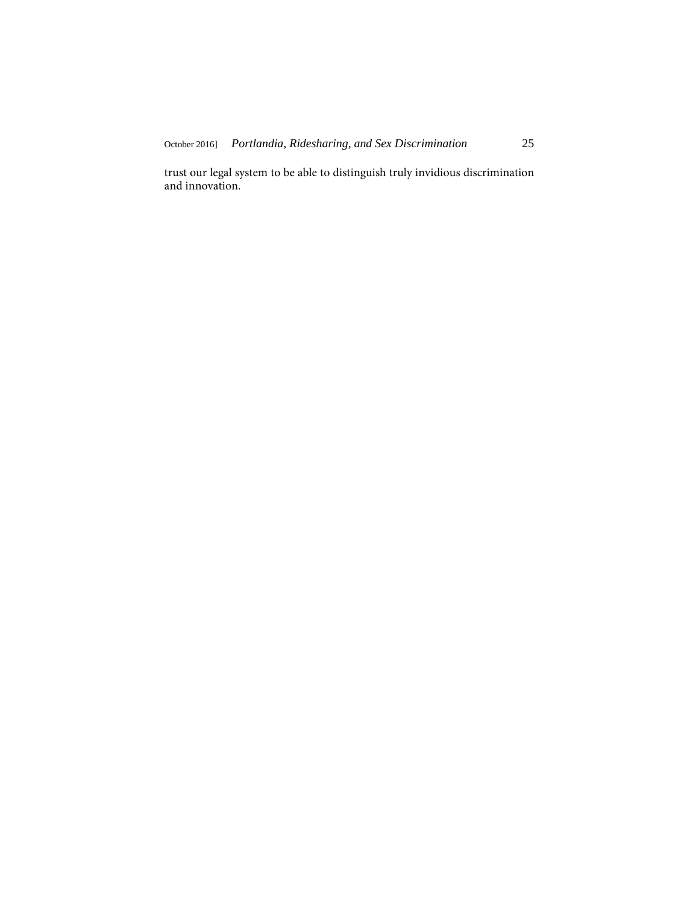trust our legal system to be able to distinguish truly invidious discrimination and innovation.